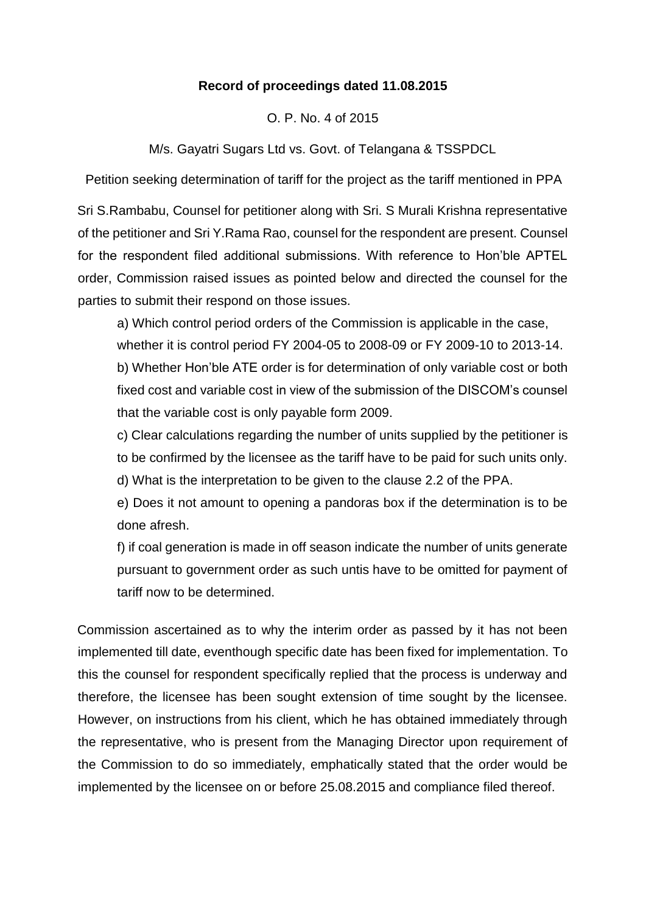**Record of proceedings dated 11.08.2015**

O. P. No. 4 of 2015

M/s. Gayatri Sugars Ltd vs. Govt. of Telangana & TSSPDCL

Petition seeking determination of tariff for the project as the tariff mentioned in PPA

Sri S.Rambabu, Counsel for petitioner along with Sri. S Murali Krishna representative of the petitioner and Sri Y.Rama Rao, counsel for the respondent are present. Counsel for the respondent filed additional submissions. With reference to Hon'ble APTEL order, Commission raised issues as pointed below and directed the counsel for the parties to submit their respond on those issues.

a) Which control period orders of the Commission is applicable in the case, whether it is control period FY 2004-05 to 2008-09 or FY 2009-10 to 2013-14.

b) Whether Hon'ble ATE order is for determination of only variable cost or both fixed cost and variable cost in view of the submission of the DISCOM's counsel that the variable cost is only payable form 2009.

c) Clear calculations regarding the number of units supplied by the petitioner is to be confirmed by the licensee as the tariff have to be paid for such units only.

d) What is the interpretation to be given to the clause 2.2 of the PPA.

e) Does it not amount to opening a pandoras box if the determination is to be done afresh.

f) if coal generation is made in off season indicate the number of units generate pursuant to government order as such untis have to be omitted for payment of tariff now to be determined.

Commission ascertained as to why the interim order as passed by it has not been implemented till date, eventhough specific date has been fixed for implementation. To this the counsel for respondent specifically replied that the process is underway and therefore, the licensee has been sought extension of time sought by the licensee. However, on instructions from his client, which he has obtained immediately through the representative, who is present from the Managing Director upon requirement of the Commission to do so immediately, emphatically stated that the order would be implemented by the licensee on or before 25.08.2015 and compliance filed thereof.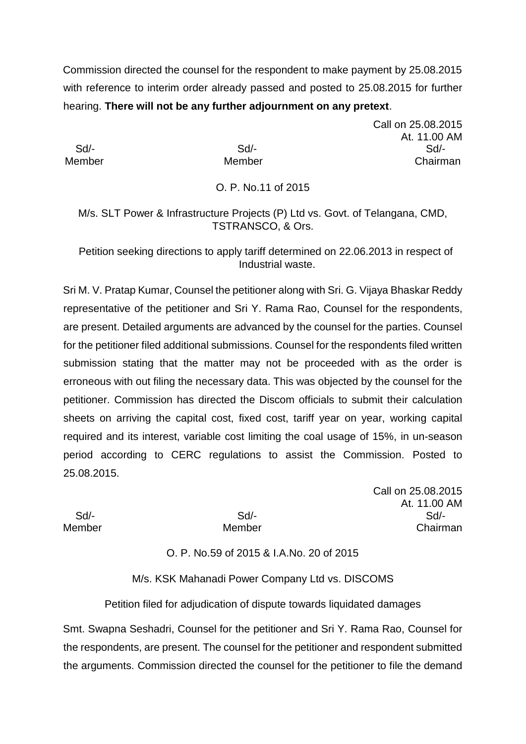Commission directed the counsel for the respondent to make payment by 25.08.2015 with reference to interim order already passed and posted to 25.08.2015 for further hearing. **There will not be any further adjournment on any pretext**.

Call on 25.08.2015
At. 11.00 AM

| Sd/- | Sd/- | Sd/- |
|---|---|---|
| Member | Member | Chairman |

O. P. No.11 of 2015

M/s. SLT Power & Infrastructure Projects (P) Ltd vs. Govt. of Telangana, CMD, TSTRANSCO, & Ors.

Petition seeking directions to apply tariff determined on 22.06.2013 in respect of Industrial waste.

Sri M. V. Pratap Kumar, Counsel the petitioner along with Sri. G. Vijaya Bhaskar Reddy representative of the petitioner and Sri Y. Rama Rao, Counsel for the respondents, are present. Detailed arguments are advanced by the counsel for the parties. Counsel for the petitioner filed additional submissions. Counsel for the respondents filed written submission stating that the matter may not be proceeded with as the order is erroneous with out filing the necessary data. This was objected by the counsel for the petitioner. Commission has directed the Discom officials to submit their calculation sheets on arriving the capital cost, fixed cost, tariff year on year, working capital required and its interest, variable cost limiting the coal usage of 15%, in un-season period according to CERC regulations to assist the Commission. Posted to 25.08.2015.

Call on 25.08.2015
At. 11.00 AM

| Sd/- | Sd/- | Sd/- |
|---|---|---|
| Member | Member | Chairman |

O. P. No.59 of 2015 & I.A.No. 20 of 2015

M/s. KSK Mahanadi Power Company Ltd vs. DISCOMS

Petition filed for adjudication of dispute towards liquidated damages

Smt. Swapna Seshadri, Counsel for the petitioner and Sri Y. Rama Rao, Counsel for the respondents, are present. The counsel for the petitioner and respondent submitted the arguments. Commission directed the counsel for the petitioner to file the demand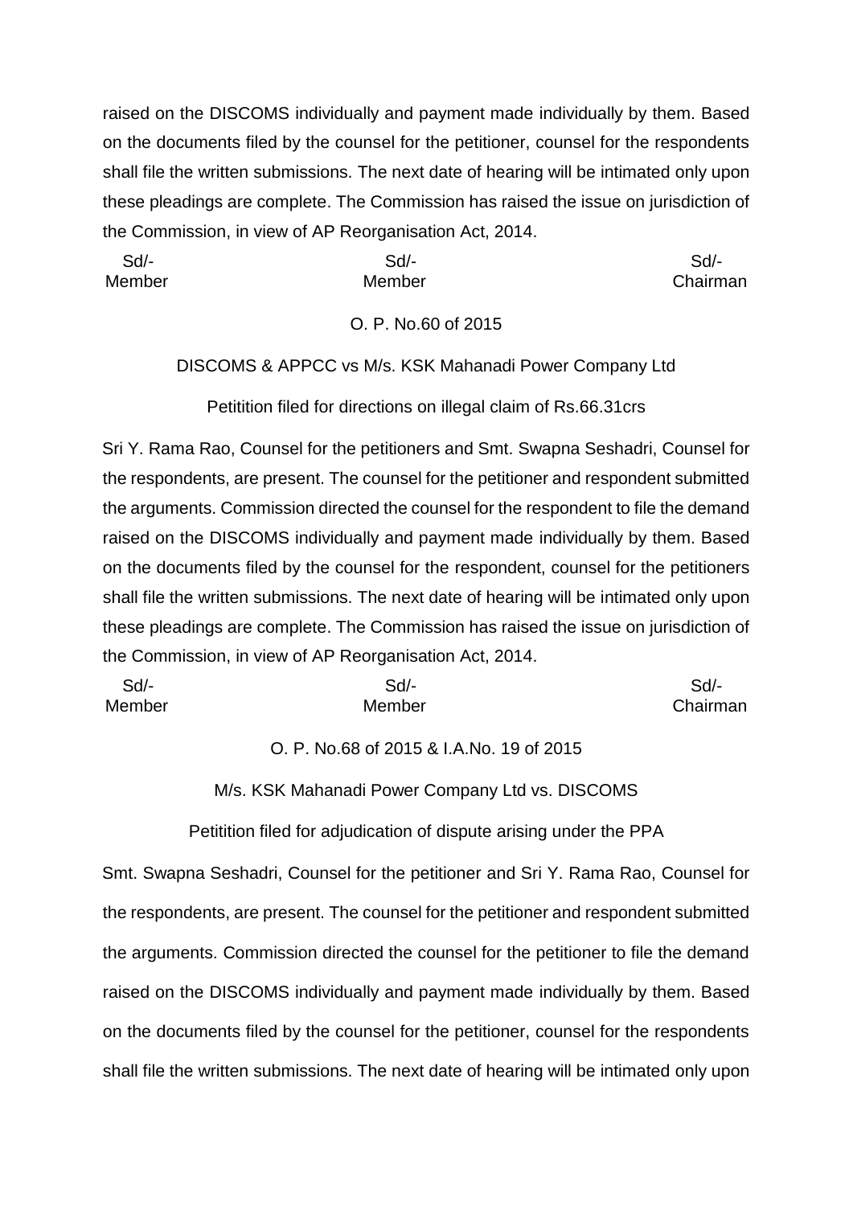raised on the DISCOMS individually and payment made individually by them. Based on the documents filed by the counsel for the petitioner, counsel for the respondents shall file the written submissions. The next date of hearing will be intimated only upon these pleadings are complete. The Commission has raised the issue on jurisdiction of the Commission, in view of AP Reorganisation Act, 2014.

| Sd/- | Sd/- | Sd/- |
|---|---|---|
| Member | Member | Chairman |

O. P. No.60 of 2015

DISCOMS & APPCC vs M/s. KSK Mahanadi Power Company Ltd

Petitition filed for directions on illegal claim of Rs.66.31crs

Sri Y. Rama Rao, Counsel for the petitioners and Smt. Swapna Seshadri, Counsel for the respondents, are present. The counsel for the petitioner and respondent submitted the arguments. Commission directed the counsel for the respondent to file the demand raised on the DISCOMS individually and payment made individually by them. Based on the documents filed by the counsel for the respondent, counsel for the petitioners shall file the written submissions. The next date of hearing will be intimated only upon these pleadings are complete. The Commission has raised the issue on jurisdiction of the Commission, in view of AP Reorganisation Act, 2014.

| Sd/- | Sd/- | Sd/- |
|---|---|---|
| Member | Member | Chairman |

O. P. No.68 of 2015 & I.A.No. 19 of 2015

M/s. KSK Mahanadi Power Company Ltd vs. DISCOMS

Petitition filed for adjudication of dispute arising under the PPA

Smt. Swapna Seshadri, Counsel for the petitioner and Sri Y. Rama Rao, Counsel for the respondents, are present. The counsel for the petitioner and respondent submitted the arguments. Commission directed the counsel for the petitioner to file the demand raised on the DISCOMS individually and payment made individually by them. Based on the documents filed by the counsel for the petitioner, counsel for the respondents shall file the written submissions. The next date of hearing will be intimated only upon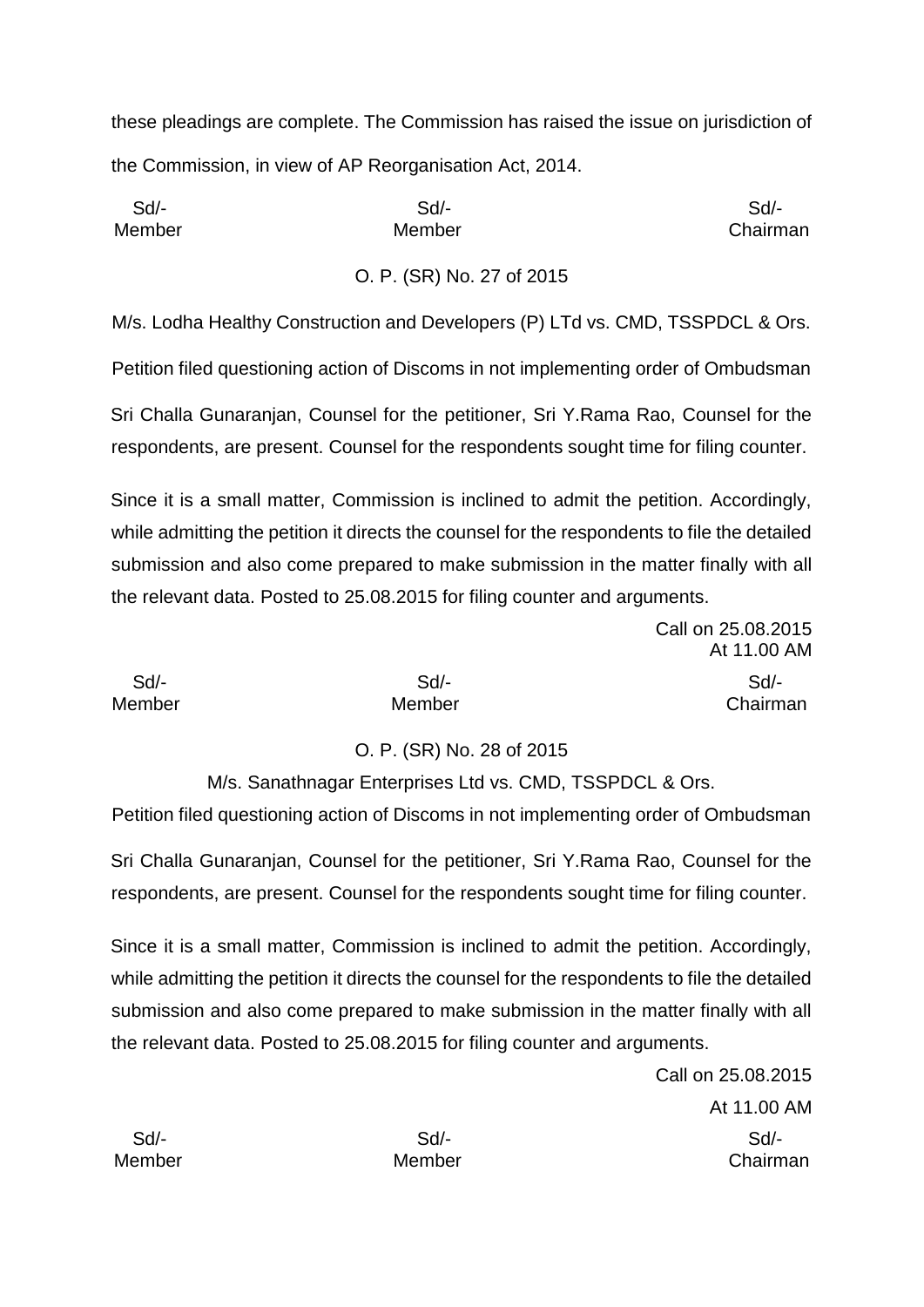these pleadings are complete. The Commission has raised the issue on jurisdiction of the Commission, in view of AP Reorganisation Act, 2014.

| | | |
|---|---|---|
| Sd/- Member | Sd/- Member | Sd/- Chairman |

O. P. (SR) No. 27 of 2015

M/s. Lodha Healthy Construction and Developers (P) LTd vs. CMD, TSSPDCL & Ors.

Petition filed questioning action of Discoms in not implementing order of Ombudsman

Sri Challa Gunaranjan, Counsel for the petitioner, Sri Y.Rama Rao, Counsel for the respondents, are present. Counsel for the respondents sought time for filing counter.

Since it is a small matter, Commission is inclined to admit the petition. Accordingly, while admitting the petition it directs the counsel for the respondents to file the detailed submission and also come prepared to make submission in the matter finally with all the relevant data. Posted to 25.08.2015 for filing counter and arguments.

Call on 25.08.2015
At 11.00 AM

| | | |
|---|---|---|
| Sd/- Member | Sd/- Member | Sd/- Chairman |

O. P. (SR) No. 28 of 2015

M/s. Sanathnagar Enterprises Ltd vs. CMD, TSSPDCL & Ors.

Petition filed questioning action of Discoms in not implementing order of Ombudsman

Sri Challa Gunaranjan, Counsel for the petitioner, Sri Y.Rama Rao, Counsel for the respondents, are present. Counsel for the respondents sought time for filing counter.

Since it is a small matter, Commission is inclined to admit the petition. Accordingly, while admitting the petition it directs the counsel for the respondents to file the detailed submission and also come prepared to make submission in the matter finally with all the relevant data. Posted to 25.08.2015 for filing counter and arguments.

Call on 25.08.2015
At 11.00 AM

| | | |
|---|---|---|
| Sd/- Member | Sd/- Member | Sd/- Chairman |